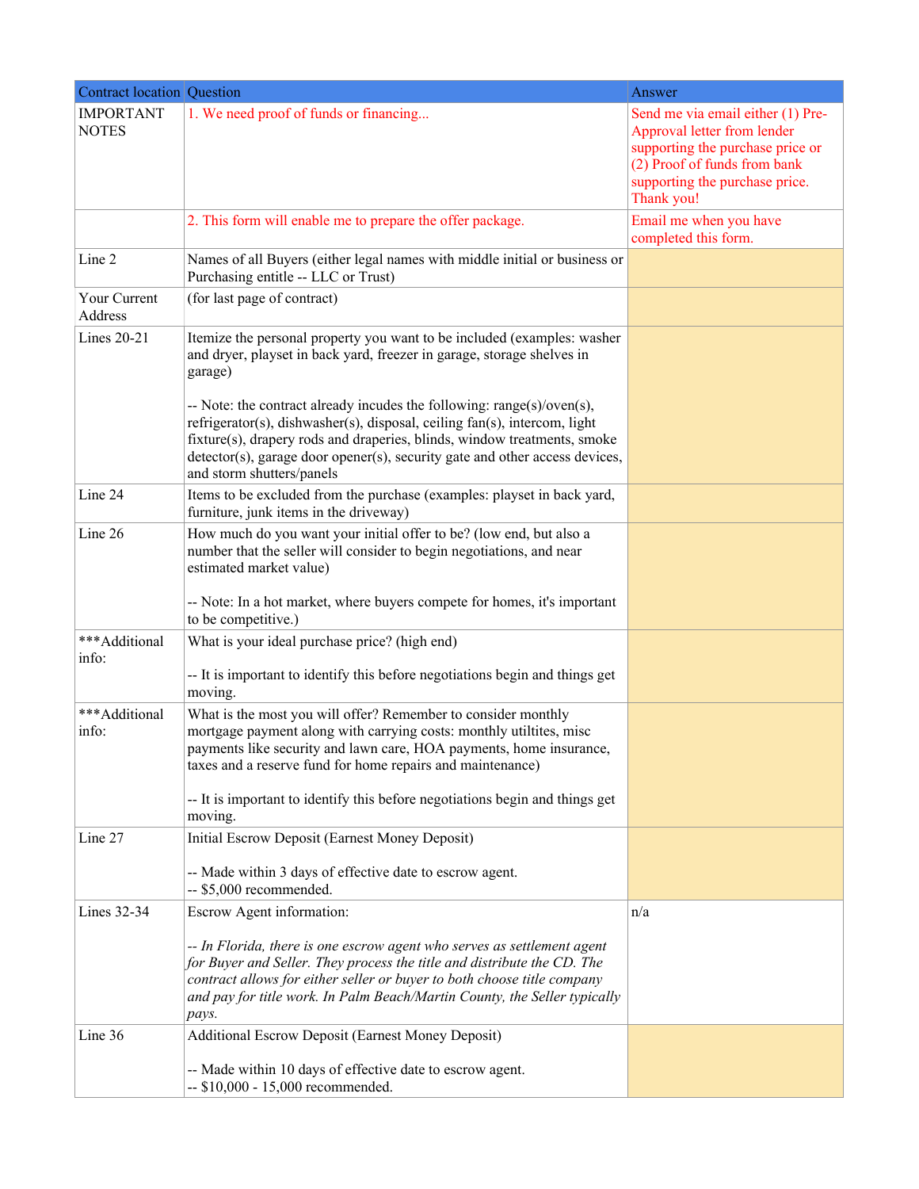| Contract location | Question | Answer |
| --- | --- | --- |
| IMPORTANT NOTES | 1. We need proof of funds or financing... | Send me via email either (1) Pre-Approval letter from lender supporting the purchase price or (2) Proof of funds from bank supporting the purchase price. Thank you! |
| | 2. This form will enable me to prepare the offer package. | Email me when you have completed this form. |
| Line 2 | Names of all Buyers (either legal names with middle initial or business or Purchasing entitle -- LLC or Trust) | |
| Your Current Address | (for last page of contract) | |
| Lines 20-21 | Itemize the personal property you want to be included (examples: washer and dryer, playset in back yard, freezer in garage, storage shelves in garage)<br><br>-- Note: the contract already incudes the following: range(s)/oven(s), refrigerator(s), dishwasher(s), disposal, ceiling fan(s), intercom, light fixture(s), drapery rods and draperies, blinds, window treatments, smoke detector(s), garage door opener(s), security gate and other access devices, and storm shutters/panels | |
| Line 24 | Items to be excluded from the purchase (examples: playset in back yard, furniture, junk items in the driveway) | |
| Line 26 | How much do you want your initial offer to be? (low end, but also a number that the seller will consider to begin negotiations, and near estimated market value)<br><br>-- Note: In a hot market, where buyers compete for homes, it's important to be competitive.) | |
| ***Additional info: | What is your ideal purchase price? (high end)<br><br>-- It is important to identify this before negotiations begin and things get moving. | |
| ***Additional info: | What is the most you will offer? Remember to consider monthly mortgage payment along with carrying costs: monthly utiltites, misc payments like security and lawn care, HOA payments, home insurance, taxes and a reserve fund for home repairs and maintenance)<br><br>-- It is important to identify this before negotiations begin and things get moving. | |
| Line 27 | Initial Escrow Deposit (Earnest Money Deposit)<br><br>-- Made within 3 days of effective date to escrow agent.<br>-- $5,000 recommended. | |
| Lines 32-34 | Escrow Agent information:<br><br>*-- In Florida, there is one escrow agent who serves as settlement agent for Buyer and Seller. They process the title and distribute the CD. The contract allows for either seller or buyer to both choose title company and pay for title work. In Palm Beach/Martin County, the Seller typically pays.* | n/a |
| Line 36 | Additional Escrow Deposit (Earnest Money Deposit)<br><br>-- Made within 10 days of effective date to escrow agent.<br>-- $10,000 - 15,000 recommended. | |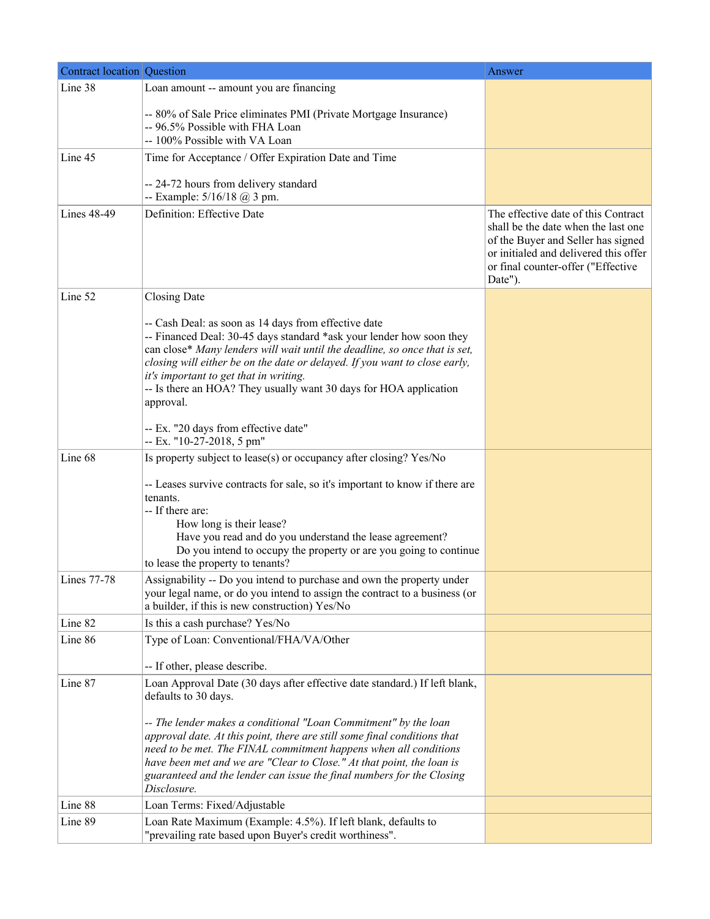| Contract location | Question | Answer |
| --- | --- | --- |
| Line 38 | Loan amount -- amount you are financing<br><br>-- 80% of Sale Price eliminates PMI (Private Mortgage Insurance)<br>-- 96.5% Possible with FHA Loan<br>-- 100% Possible with VA Loan | |
| Line 45 | Time for Acceptance / Offer Expiration Date and Time<br><br>-- 24-72 hours from delivery standard<br>-- Example: 5/16/18 @ 3 pm. | |
| Lines 48-49 | Definition: Effective Date | The effective date of this Contract shall be the date when the last one of the Buyer and Seller has signed or initialed and delivered this offer or final counter-offer ("Effective Date"). |
| Line 52 | Closing Date<br><br>-- Cash Deal: as soon as 14 days from effective date<br>-- Financed Deal: 30-45 days standard *ask your lender how soon they can close* *Many lenders will wait until the deadline, so once that is set, closing will either be on the date or delayed. If you want to close early, it's important to get that in writing.*<br>-- Is there an HOA? They usually want 30 days for HOA application approval.<br><br>-- Ex. "20 days from effective date"<br>-- Ex. "10-27-2018, 5 pm" | |
| Line 68 | Is property subject to lease(s) or occupancy after closing? Yes/No<br><br>-- Leases survive contracts for sale, so it's important to know if there are tenants.<br>-- If there are:<br>How long is their lease?<br>Have you read and do you understand the lease agreement?<br>Do you intend to occupy the property or are you going to continue to lease the property to tenants? | |
| Lines 77-78 | Assignability -- Do you intend to purchase and own the property under your legal name, or do you intend to assign the contract to a business (or a builder, if this is new construction) Yes/No | |
| Line 82 | Is this a cash purchase? Yes/No | |
| Line 86 | Type of Loan: Conventional/FHA/VA/Other<br><br>-- If other, please describe. | |
| Line 87 | Loan Approval Date (30 days after effective date standard.) If left blank, defaults to 30 days.<br><br>*-- The lender makes a conditional "Loan Commitment" by the loan approval date. At this point, there are still some final conditions that need to be met. The FINAL commitment happens when all conditions have been met and we are "Clear to Close." At that point, the loan is guaranteed and the lender can issue the final numbers for the Closing Disclosure.* | |
| Line 88 | Loan Terms: Fixed/Adjustable | |
| Line 89 | Loan Rate Maximum (Example: 4.5%). If left blank, defaults to "prevailing rate based upon Buyer's credit worthiness". | |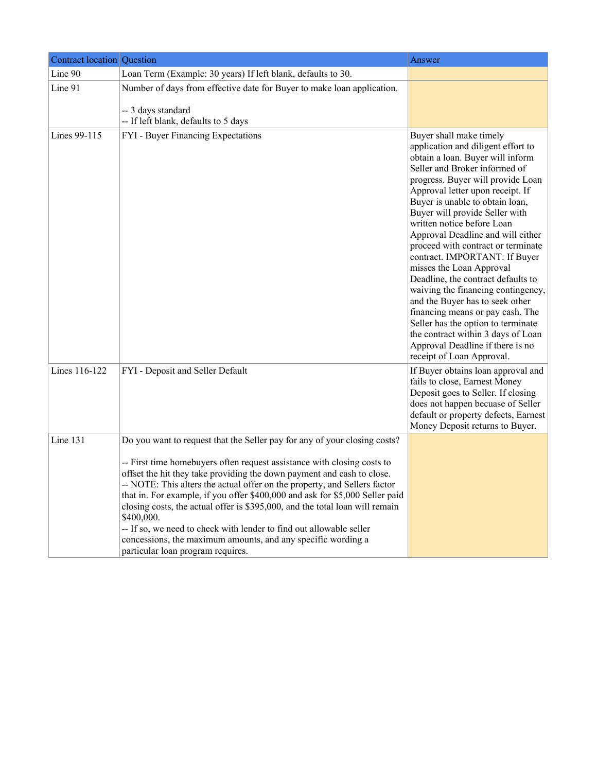| Contract location | Question | Answer |
| --- | --- | --- |
| Line 90 | Loan Term (Example: 30 years) If left blank, defaults to 30. | |
| Line 91 | Number of days from effective date for Buyer to make loan application.<br><br>-- 3 days standard<br>-- If left blank, defaults to 5 days | |
| Lines 99-115 | FYI - Buyer Financing Expectations | Buyer shall make timely application and diligent effort to obtain a loan. Buyer will inform Seller and Broker informed of progress. Buyer will provide Loan Approval letter upon receipt. If Buyer is unable to obtain loan, Buyer will provide Seller with written notice before Loan Approval Deadline and will either proceed with contract or terminate contract. IMPORTANT: If Buyer misses the Loan Approval Deadline, the contract defaults to waiving the financing contingency, and the Buyer has to seek other financing means or pay cash. The Seller has the option to terminate the contract within 3 days of Loan Approval Deadline if there is no receipt of Loan Approval. |
| Lines 116-122 | FYI - Deposit and Seller Default | If Buyer obtains loan approval and fails to close, Earnest Money Deposit goes to Seller. If closing does not happen becuase of Seller default or property defects, Earnest Money Deposit returns to Buyer. |
| Line 131 | Do you want to request that the Seller pay for any of your closing costs?<br><br>-- First time homebuyers often request assistance with closing costs to offset the hit they take providing the down payment and cash to close.<br>-- NOTE: This alters the actual offer on the property, and Sellers factor that in. For example, if you offer $400,000 and ask for $5,000 Seller paid closing costs, the actual offer is $395,000, and the total loan will remain $400,000.<br>-- If so, we need to check with lender to find out allowable seller concessions, the maximum amounts, and any specific wording a particular loan program requires. | |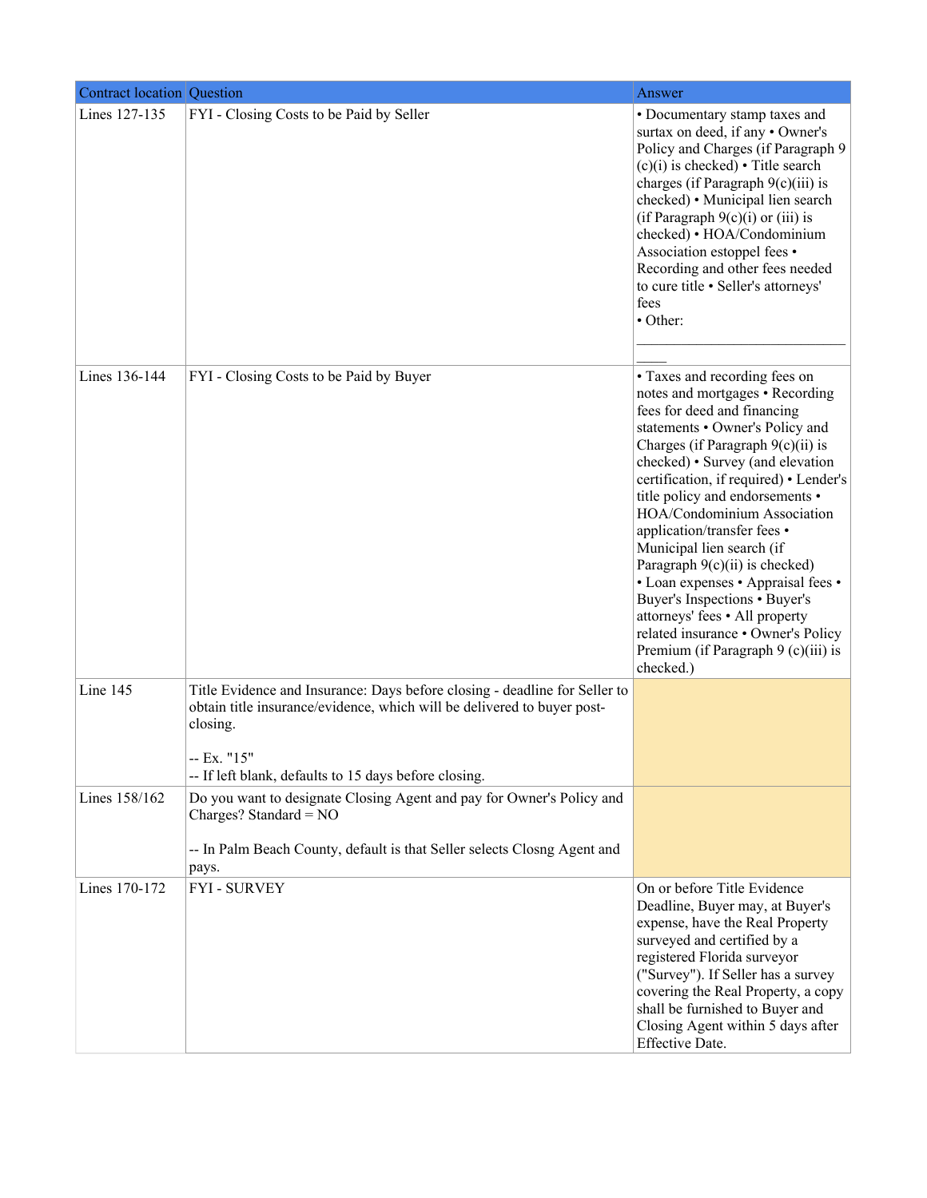| Contract location | Question | Answer |
| --- | --- | --- |
| Lines 127-135 | FYI - Closing Costs to be Paid by Seller | • Documentary stamp taxes and surtax on deed, if any • Owner's Policy and Charges (if Paragraph 9 (c)(i) is checked) • Title search charges (if Paragraph 9(c)(iii) is checked) • Municipal lien search (if Paragraph 9(c)(i) or (iii) is checked) • HOA/Condominium Association estoppel fees • Recording and other fees needed to cure title • Seller's attorneys' fees<br>• Other: ______________________________ |
| Lines 136-144 | FYI - Closing Costs to be Paid by Buyer | • Taxes and recording fees on notes and mortgages • Recording fees for deed and financing statements • Owner's Policy and Charges (if Paragraph 9(c)(ii) is checked) • Survey (and elevation certification, if required) • Lender's title policy and endorsements • HOA/Condominium Association application/transfer fees • Municipal lien search (if Paragraph 9(c)(ii) is checked)<br>• Loan expenses • Appraisal fees • Buyer's Inspections • Buyer's attorneys' fees • All property related insurance • Owner's Policy Premium (if Paragraph 9 (c)(iii) is checked.) |
| Line 145 | Title Evidence and Insurance: Days before closing - deadline for Seller to obtain title insurance/evidence, which will be delivered to buyer post-closing.<br><br>-- Ex. "15"<br>-- If left blank, defaults to 15 days before closing. | |
| Lines 158/162 | Do you want to designate Closing Agent and pay for Owner's Policy and Charges? Standard = NO<br><br>-- In Palm Beach County, default is that Seller selects Closng Agent and pays. | |
| Lines 170-172 | FYI - SURVEY | On or before Title Evidence Deadline, Buyer may, at Buyer's expense, have the Real Property surveyed and certified by a registered Florida surveyor ("Survey"). If Seller has a survey covering the Real Property, a copy shall be furnished to Buyer and Closing Agent within 5 days after Effective Date. |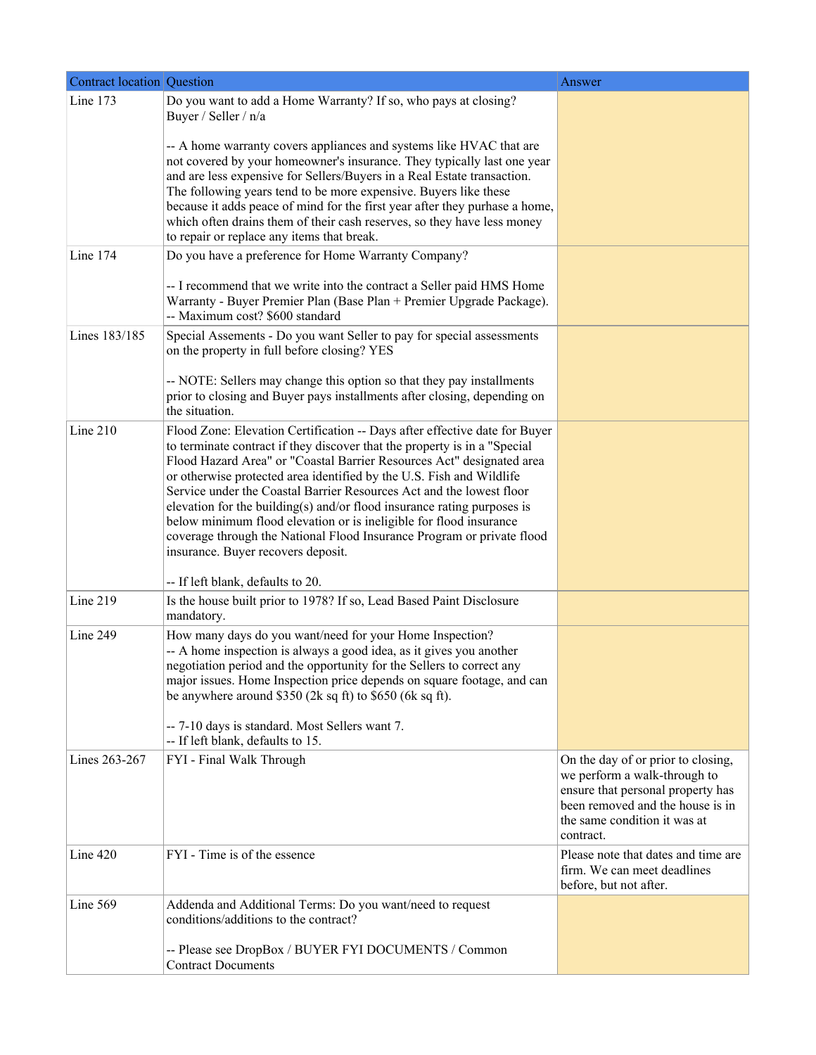| Contract location | Question | Answer |
|---|---|---|
| Line 173 | Do you want to add a Home Warranty? If so, who pays at closing? Buyer / Seller / n/a<br><br>-- A home warranty covers appliances and systems like HVAC that are not covered by your homeowner's insurance. They typically last one year and are less expensive for Sellers/Buyers in a Real Estate transaction. The following years tend to be more expensive. Buyers like these because it adds peace of mind for the first year after they purhase a home, which often drains them of their cash reserves, so they have less money to repair or replace any items that break. | |
| Line 174 | Do you have a preference for Home Warranty Company?<br><br>-- I recommend that we write into the contract a Seller paid HMS Home Warranty - Buyer Premier Plan (Base Plan + Premier Upgrade Package).<br>-- Maximum cost? $600 standard | |
| Lines 183/185 | Special Assements - Do you want Seller to pay for special assessments on the property in full before closing? YES<br><br>-- NOTE: Sellers may change this option so that they pay installments prior to closing and Buyer pays installments after closing, depending on the situation. | |
| Line 210 | Flood Zone: Elevation Certification -- Days after effective date for Buyer to terminate contract if they discover that the property is in a "Special Flood Hazard Area" or "Coastal Barrier Resources Act" designated area or otherwise protected area identified by the U.S. Fish and Wildlife Service under the Coastal Barrier Resources Act and the lowest floor elevation for the building(s) and/or flood insurance rating purposes is below minimum flood elevation or is ineligible for flood insurance coverage through the National Flood Insurance Program or private flood insurance. Buyer recovers deposit.<br><br>-- If left blank, defaults to 20. | |
| Line 219 | Is the house built prior to 1978? If so, Lead Based Paint Disclosure mandatory. | |
| Line 249 | How many days do you want/need for your Home Inspection?<br>-- A home inspection is always a good idea, as it gives you another negotiation period and the opportunity for the Sellers to correct any major issues. Home Inspection price depends on square footage, and can be anywhere around $350 (2k sq ft) to $650 (6k sq ft).<br><br>-- 7-10 days is standard. Most Sellers want 7.<br>-- If left blank, defaults to 15. | |
| Lines 263-267 | FYI - Final Walk Through | On the day of or prior to closing, we perform a walk-through to ensure that personal property has been removed and the house is in the same condition it was at contract. |
| Line 420 | FYI - Time is of the essence | Please note that dates and time are firm. We can meet deadlines before, but not after. |
| Line 569 | Addenda and Additional Terms: Do you want/need to request conditions/additions to the contract?<br><br>-- Please see DropBox / BUYER FYI DOCUMENTS / Common Contract Documents | |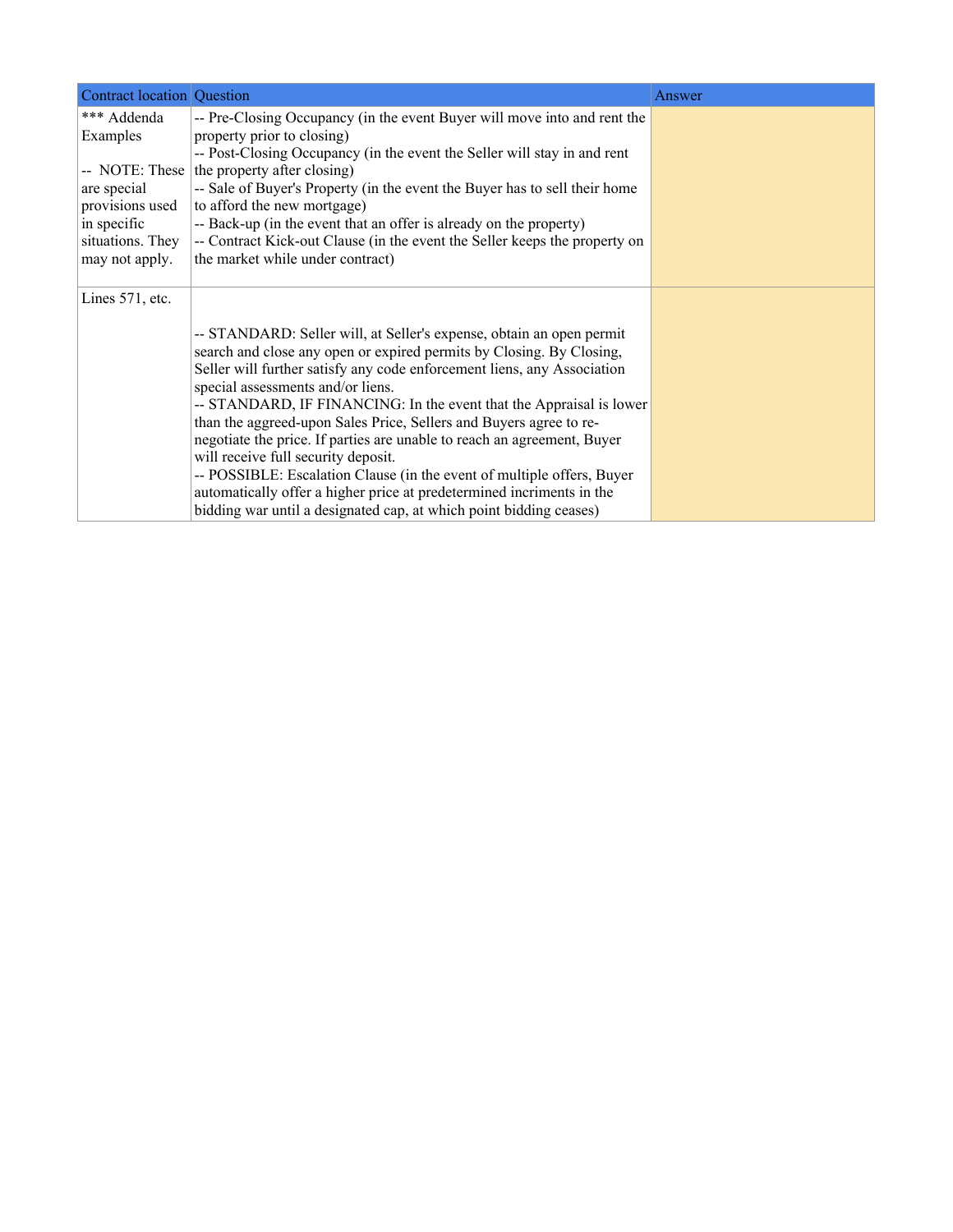| Contract location | Question | Answer |
| --- | --- | --- |
| *** Addenda Examples<br><br>-- NOTE: These are special provisions used in specific situations. They may not apply. | -- Pre-Closing Occupancy (in the event Buyer will move into and rent the property prior to closing)<br>-- Post-Closing Occupancy (in the event the Seller will stay in and rent the property after closing)<br>-- Sale of Buyer's Property (in the event the Buyer has to sell their home to afford the new mortgage)<br>-- Back-up (in the event that an offer is already on the property)<br>-- Contract Kick-out Clause (in the event the Seller keeps the property on the market while under contract) | |
| Lines 571, etc. | -- STANDARD: Seller will, at Seller's expense, obtain an open permit search and close any open or expired permits by Closing. By Closing, Seller will further satisfy any code enforcement liens, any Association special assessments and/or liens.<br>-- STANDARD, IF FINANCING: In the event that the Appraisal is lower than the aggreed-upon Sales Price, Sellers and Buyers agree to re-negotiate the price. If parties are unable to reach an agreement, Buyer will receive full security deposit.<br>-- POSSIBLE: Escalation Clause (in the event of multiple offers, Buyer automatically offer a higher price at predetermined incriments in the bidding war until a designated cap, at which point bidding ceases) | |